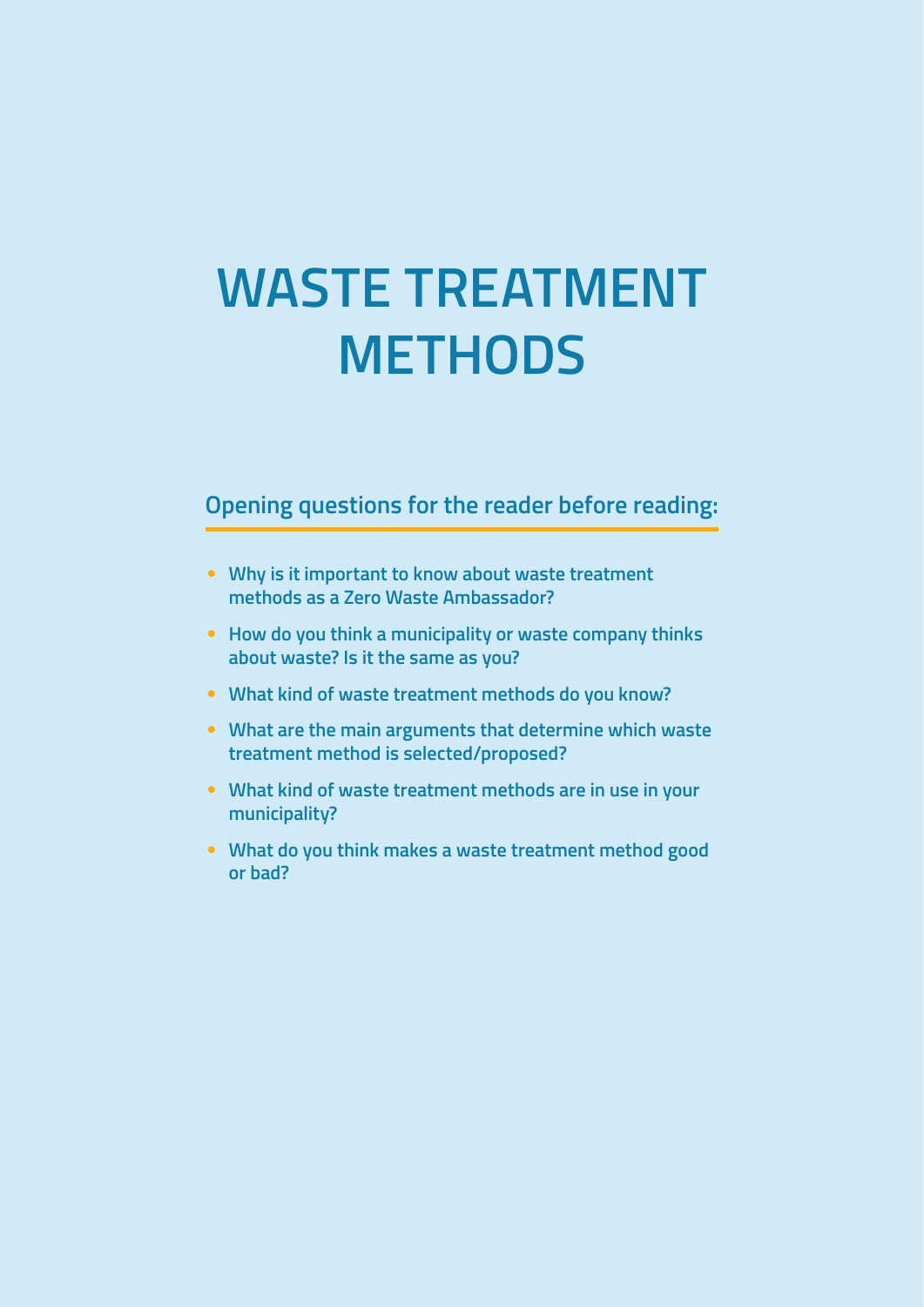# WASTE TREATMENT METHODS

## Opening questions for the reader before reading:

- **Why is it important to know about waste treatment methods as a Zero Waste Ambassador?**
- **How do you think a municipality or waste company thinks about waste? Is it the same as you?**
- **What kind of waste treatment methods do you know?**
- **What are the main arguments that determine which waste treatment method is selected/proposed?**
- **What kind of waste treatment methods are in use in your municipality?**
- **What do you think makes a waste treatment method good or bad?**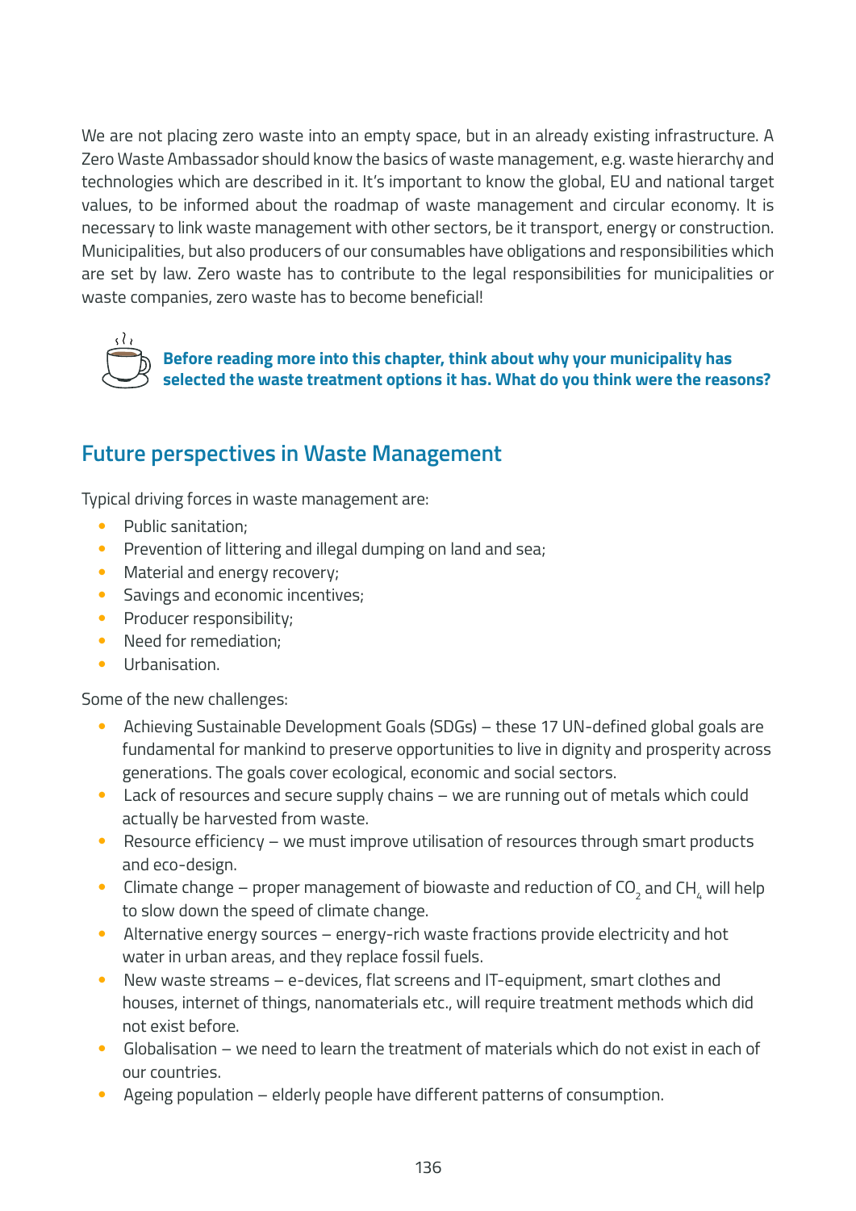We are not placing zero waste into an empty space, but in an already existing infrastructure. A Zero Waste Ambassador should know the basics of waste management, e.g. waste hierarchy and technologies which are described in it. It's important to know the global, EU and national target values, to be informed about the roadmap of waste management and circular economy. It is necessary to link waste management with other sectors, be it transport, energy or construction. Municipalities, but also producers of our consumables have obligations and responsibilities which are set by law. Zero waste has to contribute to the legal responsibilities for municipalities or waste companies, zero waste has to become beneficial!

**Before reading more into this chapter, think about why your municipality has selected the waste treatment options it has. What do you think were the reasons?**

## Future perspectives in Waste Management

Typical driving forces in waste management are:

- Public sanitation;
- Prevention of littering and illegal dumping on land and sea;
- Material and energy recovery;
- Savings and economic incentives;
- Producer responsibility;
- Need for remediation;
- Urbanisation.

Some of the new challenges:

- Achieving Sustainable Development Goals (SDGs) – these 17 UN-defined global goals are fundamental for mankind to preserve opportunities to live in dignity and prosperity across generations. The goals cover ecological, economic and social sectors.
- Lack of resources and secure supply chains – we are running out of metals which could actually be harvested from waste.
- Resource efficiency – we must improve utilisation of resources through smart products and eco-design.
- Climate change – proper management of biowaste and reduction of $CO_2$ and $CH_4$ will help to slow down the speed of climate change.
- Alternative energy sources – energy-rich waste fractions provide electricity and hot water in urban areas, and they replace fossil fuels.
- New waste streams – e-devices, flat screens and IT-equipment, smart clothes and houses, internet of things, nanomaterials etc., will require treatment methods which did not exist before.
- Globalisation – we need to learn the treatment of materials which do not exist in each of our countries.
- Ageing population – elderly people have different patterns of consumption.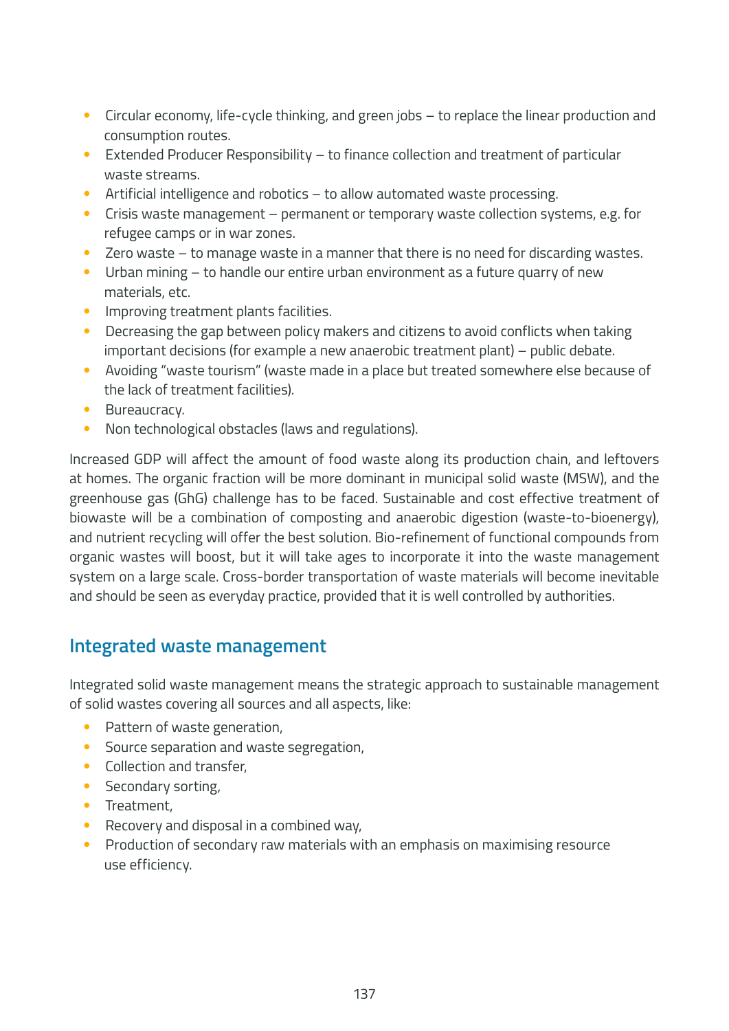- Circular economy, life-cycle thinking, and green jobs – to replace the linear production and consumption routes.
- Extended Producer Responsibility – to finance collection and treatment of particular waste streams.
- Artificial intelligence and robotics – to allow automated waste processing.
- Crisis waste management – permanent or temporary waste collection systems, e.g. for refugee camps or in war zones.
- Zero waste – to manage waste in a manner that there is no need for discarding wastes.
- Urban mining – to handle our entire urban environment as a future quarry of new materials, etc.
- Improving treatment plants facilities.
- Decreasing the gap between policy makers and citizens to avoid conflicts when taking important decisions (for example a new anaerobic treatment plant) – public debate.
- Avoiding "waste tourism" (waste made in a place but treated somewhere else because of the lack of treatment facilities).
- Bureaucracy.
- Non technological obstacles (laws and regulations).

Increased GDP will affect the amount of food waste along its production chain, and leftovers at homes. The organic fraction will be more dominant in municipal solid waste (MSW), and the greenhouse gas (GhG) challenge has to be faced. Sustainable and cost effective treatment of biowaste will be a combination of composting and anaerobic digestion (waste-to-bioenergy), and nutrient recycling will offer the best solution. Bio-refinement of functional compounds from organic wastes will boost, but it will take ages to incorporate it into the waste management system on a large scale. Cross-border transportation of waste materials will become inevitable and should be seen as everyday practice, provided that it is well controlled by authorities.

## Integrated waste management

Integrated solid waste management means the strategic approach to sustainable management of solid wastes covering all sources and all aspects, like:

- Pattern of waste generation,
- Source separation and waste segregation,
- Collection and transfer,
- Secondary sorting,
- Treatment,
- Recovery and disposal in a combined way,
- Production of secondary raw materials with an emphasis on maximising resource use efficiency.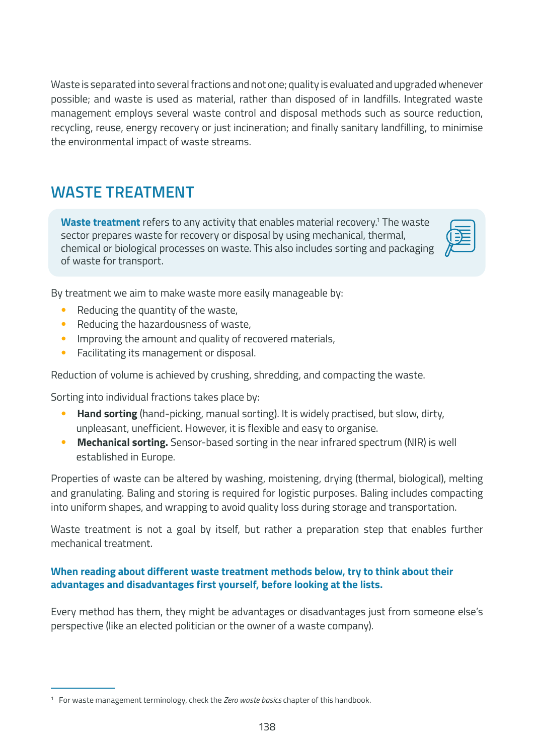Waste is separated into several fractions and not one; quality is evaluated and upgraded whenever possible; and waste is used as material, rather than disposed of in landfills. Integrated waste management employs several waste control and disposal methods such as source reduction, recycling, reuse, energy recovery or just incineration; and finally sanitary landfilling, to minimise the environmental impact of waste streams.

## WASTE TREATMENT

> **Waste treatment** refers to any activity that enables material recovery.[1] The waste sector prepares waste for recovery or disposal by using mechanical, thermal, chemical or biological processes on waste. This also includes sorting and packaging of waste for transport.

By treatment we aim to make waste more easily manageable by:

- Reducing the quantity of the waste,
- Reducing the hazardousness of waste,
- Improving the amount and quality of recovered materials,
- Facilitating its management or disposal.

Reduction of volume is achieved by crushing, shredding, and compacting the waste.

Sorting into individual fractions takes place by:

- **Hand sorting** (hand-picking, manual sorting). It is widely practised, but slow, dirty, unpleasant, unefficient. However, it is flexible and easy to organise.
- **Mechanical sorting.** Sensor-based sorting in the near infrared spectrum (NIR) is well established in Europe.

Properties of waste can be altered by washing, moistening, drying (thermal, biological), melting and granulating. Baling and storing is required for logistic purposes. Baling includes compacting into uniform shapes, and wrapping to avoid quality loss during storage and transportation.

Waste treatment is not a goal by itself, but rather a preparation step that enables further mechanical treatment.

**When reading about different waste treatment methods below, try to think about their advantages and disadvantages first yourself, before looking at the lists.**

Every method has them, they might be advantages or disadvantages just from someone else's perspective (like an elected politician or the owner of a waste company).

---

[1] For waste management terminology, check the *Zero waste basics* chapter of this handbook.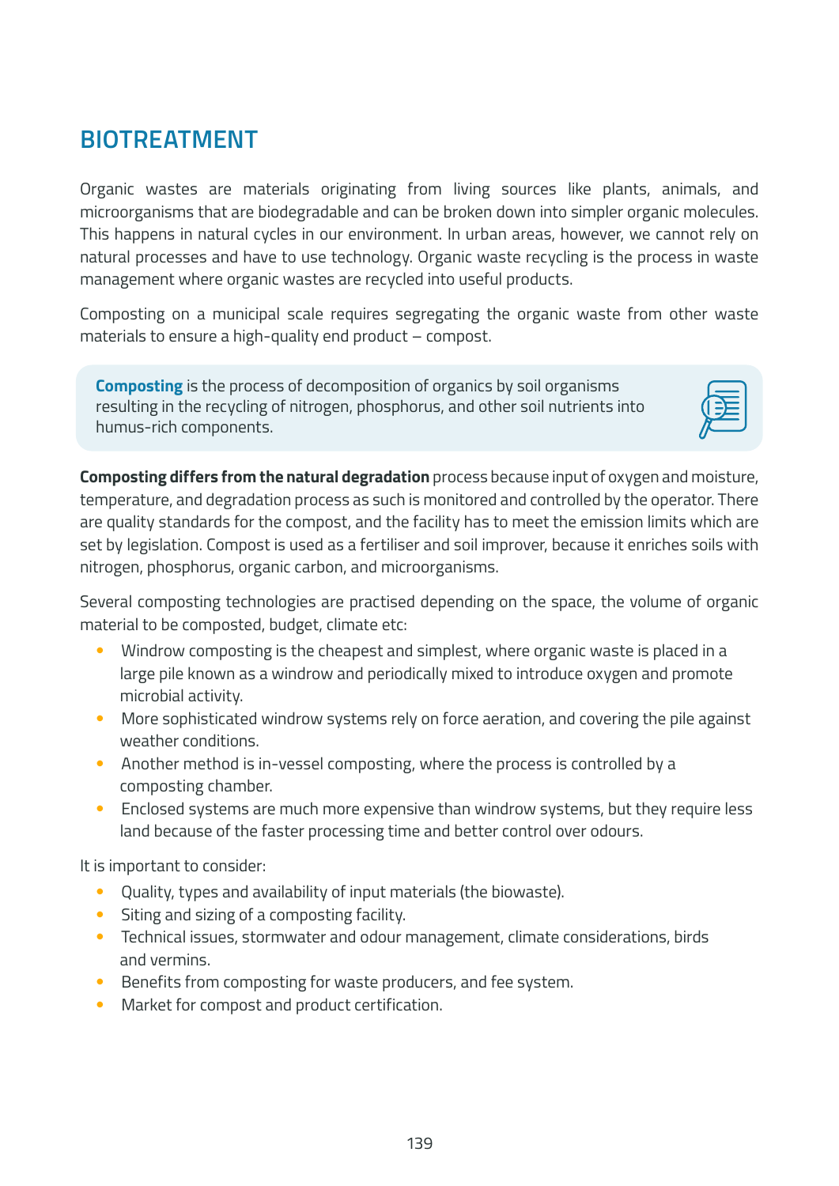## BIOTREATMENT

Organic wastes are materials originating from living sources like plants, animals, and microorganisms that are biodegradable and can be broken down into simpler organic molecules. This happens in natural cycles in our environment. In urban areas, however, we cannot rely on natural processes and have to use technology. Organic waste recycling is the process in waste management where organic wastes are recycled into useful products.

Composting on a municipal scale requires segregating the organic waste from other waste materials to ensure a high-quality end product – compost.

> **Composting** is the process of decomposition of organics by soil organisms resulting in the recycling of nitrogen, phosphorus, and other soil nutrients into humus-rich components.

**Composting differs from the natural degradation** process because input of oxygen and moisture, temperature, and degradation process as such is monitored and controlled by the operator. There are quality standards for the compost, and the facility has to meet the emission limits which are set by legislation. Compost is used as a fertiliser and soil improver, because it enriches soils with nitrogen, phosphorus, organic carbon, and microorganisms.

Several composting technologies are practised depending on the space, the volume of organic material to be composted, budget, climate etc:

- Windrow composting is the cheapest and simplest, where organic waste is placed in a large pile known as a windrow and periodically mixed to introduce oxygen and promote microbial activity.
- More sophisticated windrow systems rely on force aeration, and covering the pile against weather conditions.
- Another method is in-vessel composting, where the process is controlled by a composting chamber.
- Enclosed systems are much more expensive than windrow systems, but they require less land because of the faster processing time and better control over odours.

It is important to consider:

- Quality, types and availability of input materials (the biowaste).
- Siting and sizing of a composting facility.
- Technical issues, stormwater and odour management, climate considerations, birds and vermins.
- Benefits from composting for waste producers, and fee system.
- Market for compost and product certification.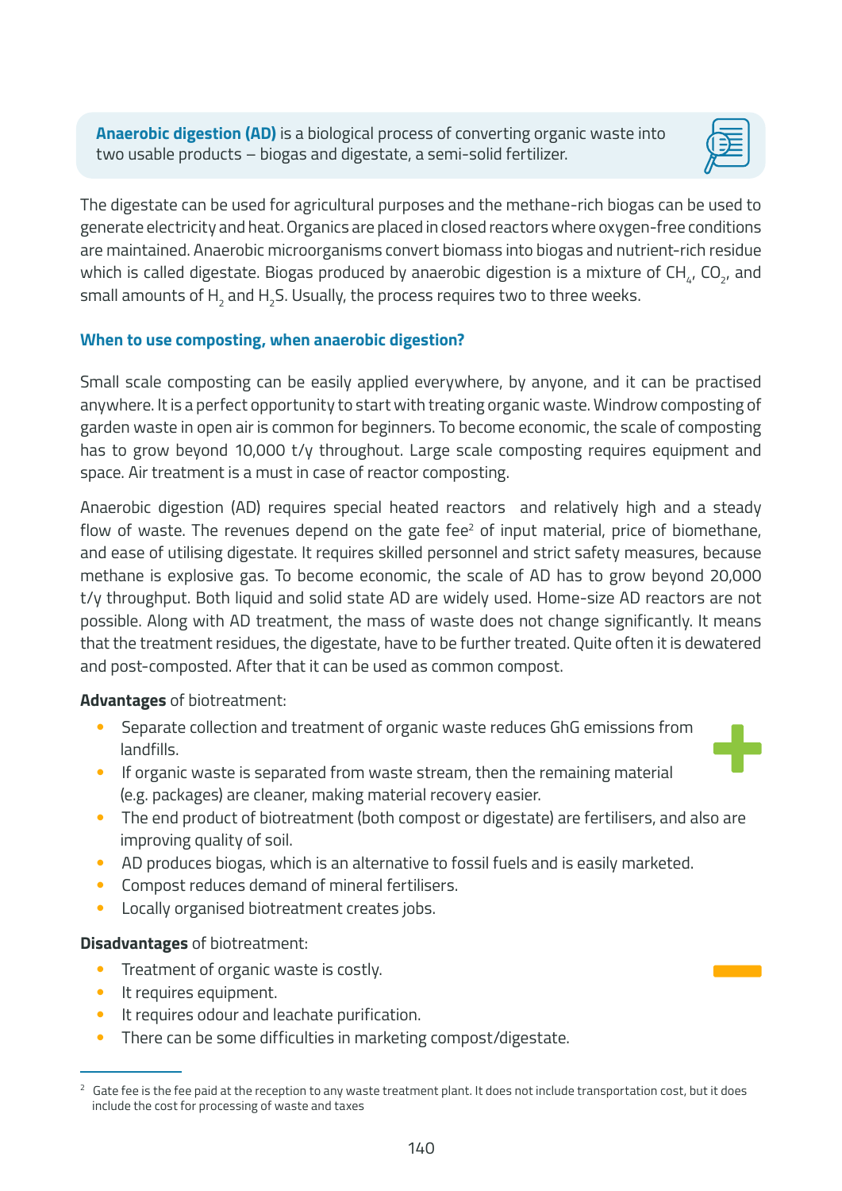**Anaerobic digestion (AD)** is a biological process of converting organic waste into two usable products – biogas and digestate, a semi-solid fertilizer.

The digestate can be used for agricultural purposes and the methane-rich biogas can be used to generate electricity and heat. Organics are placed in closed reactors where oxygen-free conditions are maintained. Anaerobic microorganisms convert biomass into biogas and nutrient-rich residue which is called digestate. Biogas produced by anaerobic digestion is a mixture of $CH_4$, $CO_2$, and small amounts of $H_2$ and $H_2S$. Usually, the process requires two to three weeks.

### When to use composting, when anaerobic digestion?

Small scale composting can be easily applied everywhere, by anyone, and it can be practised anywhere. It is a perfect opportunity to start with treating organic waste. Windrow composting of garden waste in open air is common for beginners. To become economic, the scale of composting has to grow beyond 10,000 t/y throughout. Large scale composting requires equipment and space. Air treatment is a must in case of reactor composting.

Anaerobic digestion (AD) requires special heated reactors and relatively high and a steady flow of waste. The revenues depend on the gate fee[2] of input material, price of biomethane, and ease of utilising digestate. It requires skilled personnel and strict safety measures, because methane is explosive gas. To become economic, the scale of AD has to grow beyond 20,000 t/y throughput. Both liquid and solid state AD are widely used. Home-size AD reactors are not possible. Along with AD treatment, the mass of waste does not change significantly. It means that the treatment residues, the digestate, have to be further treated. Quite often it is dewatered and post-composted. After that it can be used as common compost.

**Advantages** of biotreatment:

- Separate collection and treatment of organic waste reduces GhG emissions from landfills.
- If organic waste is separated from waste stream, then the remaining material (e.g. packages) are cleaner, making material recovery easier.
- The end product of biotreatment (both compost or digestate) are fertilisers, and also are improving quality of soil.
- AD produces biogas, which is an alternative to fossil fuels and is easily marketed.
- Compost reduces demand of mineral fertilisers.
- Locally organised biotreatment creates jobs.

**Disadvantages** of biotreatment:

- Treatment of organic waste is costly.
- It requires equipment.
- It requires odour and leachate purification.
- There can be some difficulties in marketing compost/digestate.

---

[2] Gate fee is the fee paid at the reception to any waste treatment plant. It does not include transportation cost, but it does include the cost for processing of waste and taxes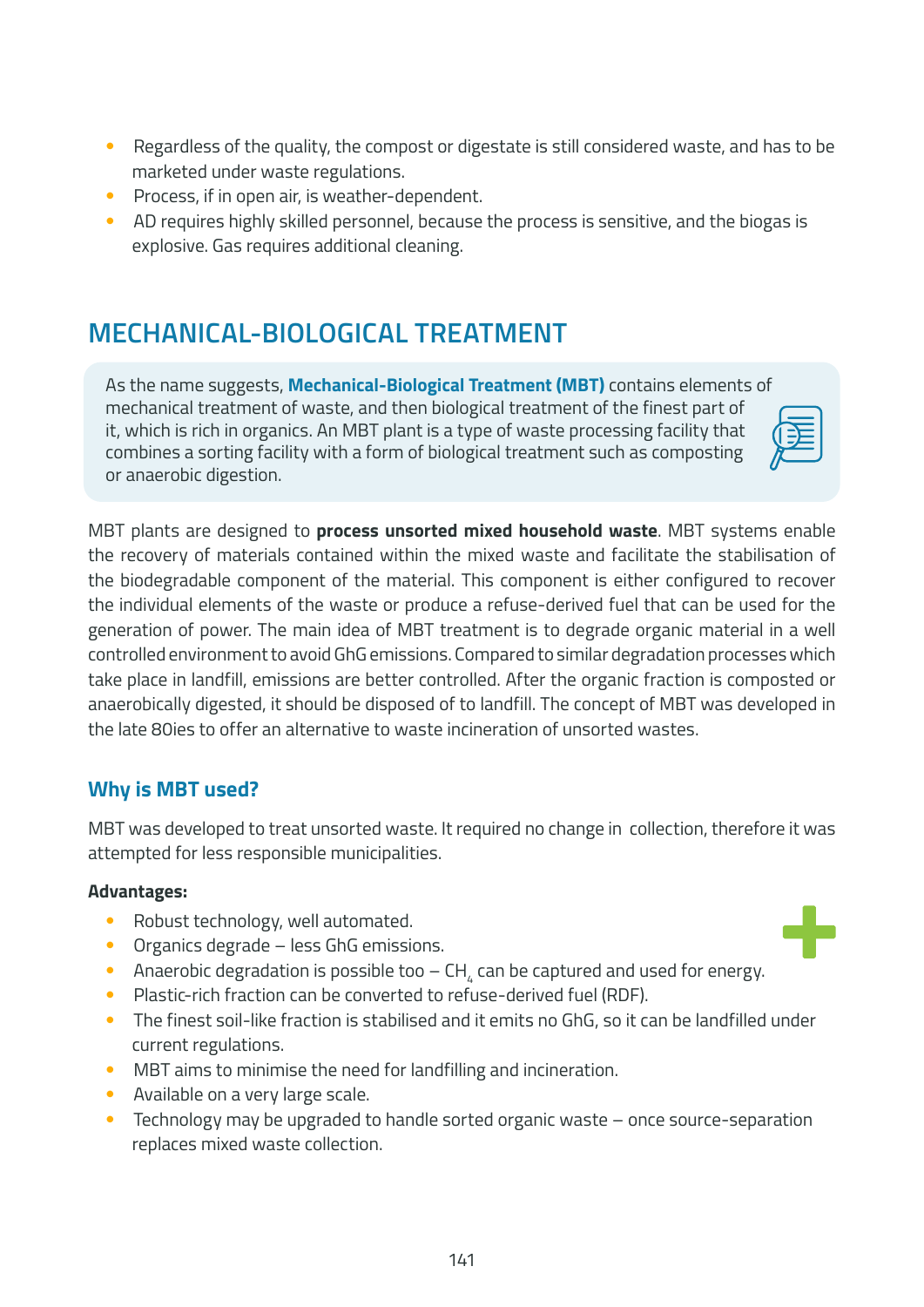- Regardless of the quality, the compost or digestate is still considered waste, and has to be marketed under waste regulations.
- Process, if in open air, is weather-dependent.
- AD requires highly skilled personnel, because the process is sensitive, and the biogas is explosive. Gas requires additional cleaning.

## MECHANICAL-BIOLOGICAL TREATMENT

As the name suggests, **Mechanical-Biological Treatment (MBT)** contains elements of mechanical treatment of waste, and then biological treatment of the finest part of it, which is rich in organics. An MBT plant is a type of waste processing facility that combines a sorting facility with a form of biological treatment such as composting or anaerobic digestion.

MBT plants are designed to **process unsorted mixed household waste**. MBT systems enable the recovery of materials contained within the mixed waste and facilitate the stabilisation of the biodegradable component of the material. This component is either configured to recover the individual elements of the waste or produce a refuse-derived fuel that can be used for the generation of power. The main idea of MBT treatment is to degrade organic material in a well controlled environment to avoid GhG emissions. Compared to similar degradation processes which take place in landfill, emissions are better controlled. After the organic fraction is composted or anaerobically digested, it should be disposed of to landfill. The concept of MBT was developed in the late 80ies to offer an alternative to waste incineration of unsorted wastes.

### Why is MBT used?

MBT was developed to treat unsorted waste. It required no change in collection, therefore it was attempted for less responsible municipalities.

**Advantages:**

- Robust technology, well automated.
- Organics degrade – less GhG emissions.
- Anaerobic degradation is possible too – $CH_4$ can be captured and used for energy.
- Plastic-rich fraction can be converted to refuse-derived fuel (RDF).
- The finest soil-like fraction is stabilised and it emits no GhG, so it can be landfilled under current regulations.
- MBT aims to minimise the need for landfilling and incineration.
- Available on a very large scale.
- Technology may be upgraded to handle sorted organic waste – once source-separation replaces mixed waste collection.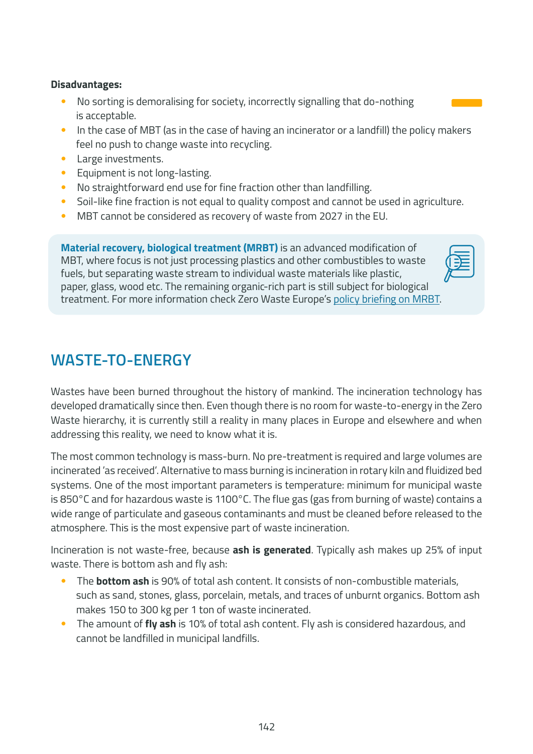**Disadvantages:**

- No sorting is demoralising for society, incorrectly signalling that do-nothing is acceptable.
- In the case of MBT (as in the case of having an incinerator or a landfill) the policy makers feel no push to change waste into recycling.
- Large investments.
- Equipment is not long-lasting.
- No straightforward end use for fine fraction other than landfilling.
- Soil-like fine fraction is not equal to quality compost and cannot be used in agriculture.
- MBT cannot be considered as recovery of waste from 2027 in the EU.

> **Material recovery, biological treatment (MRBT)** is an advanced modification of MBT, where focus is not just processing plastics and other combustibles to waste fuels, but separating waste stream to individual waste materials like plastic, paper, glass, wood etc. The remaining organic-rich part is still subject for biological treatment. For more information check Zero Waste Europe's policy briefing on MRBT.

## WASTE-TO-ENERGY

Wastes have been burned throughout the history of mankind. The incineration technology has developed dramatically since then. Even though there is no room for waste-to-energy in the Zero Waste hierarchy, it is currently still a reality in many places in Europe and elsewhere and when addressing this reality, we need to know what it is.

The most common technology is mass-burn. No pre-treatment is required and large volumes are incinerated 'as received'. Alternative to mass burning is incineration in rotary kiln and fluidized bed systems. One of the most important parameters is temperature: minimum for municipal waste is 850°C and for hazardous waste is 1100°C. The flue gas (gas from burning of waste) contains a wide range of particulate and gaseous contaminants and must be cleaned before released to the atmosphere. This is the most expensive part of waste incineration.

Incineration is not waste-free, because **ash is generated**. Typically ash makes up 25% of input waste. There is bottom ash and fly ash:

- The **bottom ash** is 90% of total ash content. It consists of non-combustible materials, such as sand, stones, glass, porcelain, metals, and traces of unburnt organics. Bottom ash makes 150 to 300 kg per 1 ton of waste incinerated.
- The amount of **fly ash** is 10% of total ash content. Fly ash is considered hazardous, and cannot be landfilled in municipal landfills.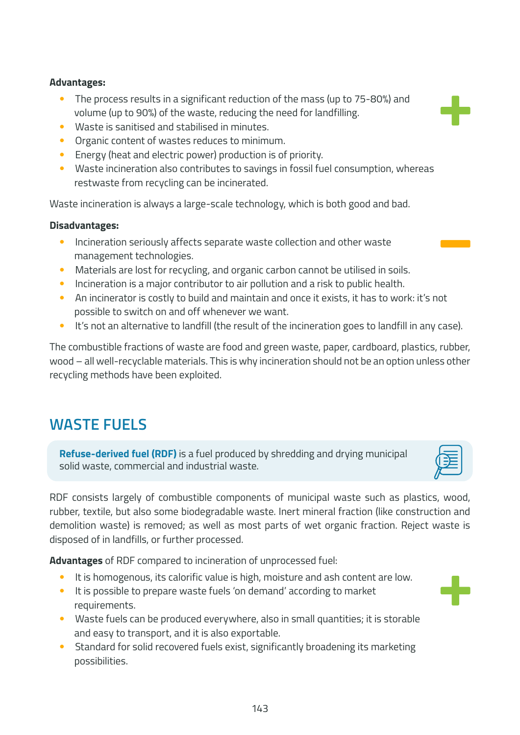**Advantages:**

- The process results in a significant reduction of the mass (up to 75-80%) and volume (up to 90%) of the waste, reducing the need for landfilling.
- Waste is sanitised and stabilised in minutes.
- Organic content of wastes reduces to minimum.
- Energy (heat and electric power) production is of priority.
- Waste incineration also contributes to savings in fossil fuel consumption, whereas restwaste from recycling can be incinerated.

Waste incineration is always a large-scale technology, which is both good and bad.

**Disadvantages:**

- Incineration seriously affects separate waste collection and other waste management technologies.
- Materials are lost for recycling, and organic carbon cannot be utilised in soils.
- Incineration is a major contributor to air pollution and a risk to public health.
- An incinerator is costly to build and maintain and once it exists, it has to work: it's not possible to switch on and off whenever we want.
- It's not an alternative to landfill (the result of the incineration goes to landfill in any case).

The combustible fractions of waste are food and green waste, paper, cardboard, plastics, rubber, wood – all well-recyclable materials. This is why incineration should not be an option unless other recycling methods have been exploited.

## WASTE FUELS

**Refuse-derived fuel (RDF)** is a fuel produced by shredding and drying municipal solid waste, commercial and industrial waste.

RDF consists largely of combustible components of municipal waste such as plastics, wood, rubber, textile, but also some biodegradable waste. Inert mineral fraction (like construction and demolition waste) is removed; as well as most parts of wet organic fraction. Reject waste is disposed of in landfills, or further processed.

**Advantages** of RDF compared to incineration of unprocessed fuel:

- It is homogenous, its calorific value is high, moisture and ash content are low.
- It is possible to prepare waste fuels 'on demand' according to market requirements.
- Waste fuels can be produced everywhere, also in small quantities; it is storable and easy to transport, and it is also exportable.
- Standard for solid recovered fuels exist, significantly broadening its marketing possibilities.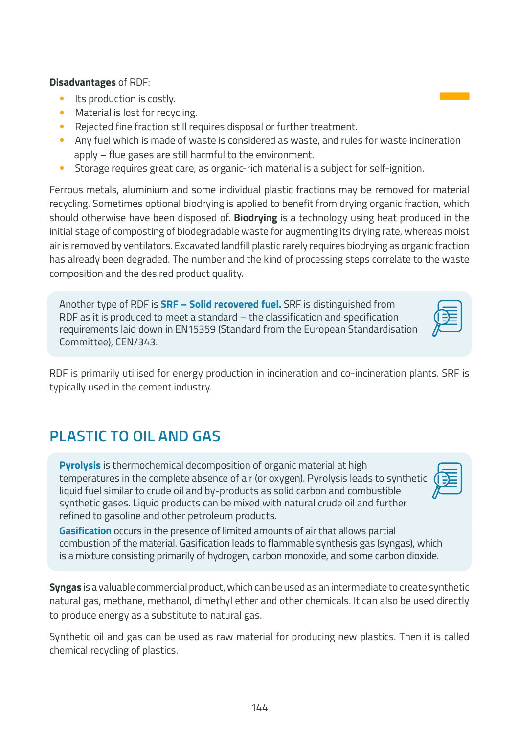**Disadvantages** of RDF:

- Its production is costly.
- Material is lost for recycling.
- Rejected fine fraction still requires disposal or further treatment.
- Any fuel which is made of waste is considered as waste, and rules for waste incineration apply – flue gases are still harmful to the environment.
- Storage requires great care, as organic-rich material is a subject for self-ignition.

Ferrous metals, aluminium and some individual plastic fractions may be removed for material recycling. Sometimes optional biodrying is applied to benefit from drying organic fraction, which should otherwise have been disposed of. **Biodrying** is a technology using heat produced in the initial stage of composting of biodegradable waste for augmenting its drying rate, whereas moist air is removed by ventilators. Excavated landfill plastic rarely requires biodrying as organic fraction has already been degraded. The number and the kind of processing steps correlate to the waste composition and the desired product quality.

Another type of RDF is **SRF – Solid recovered fuel.** SRF is distinguished from RDF as it is produced to meet a standard – the classification and specification requirements laid down in EN15359 (Standard from the European Standardisation Committee), CEN/343.

RDF is primarily utilised for energy production in incineration and co-incineration plants. SRF is typically used in the cement industry.

## PLASTIC TO OIL AND GAS

**Pyrolysis** is thermochemical decomposition of organic material at high temperatures in the complete absence of air (or oxygen). Pyrolysis leads to synthetic liquid fuel similar to crude oil and by-products as solid carbon and combustible synthetic gases. Liquid products can be mixed with natural crude oil and further refined to gasoline and other petroleum products.

**Gasification** occurs in the presence of limited amounts of air that allows partial combustion of the material. Gasification leads to flammable synthesis gas (syngas), which is a mixture consisting primarily of hydrogen, carbon monoxide, and some carbon dioxide.

**Syngas** is a valuable commercial product, which can be used as an intermediate to create synthetic natural gas, methane, methanol, dimethyl ether and other chemicals. It can also be used directly to produce energy as a substitute to natural gas.

Synthetic oil and gas can be used as raw material for producing new plastics. Then it is called chemical recycling of plastics.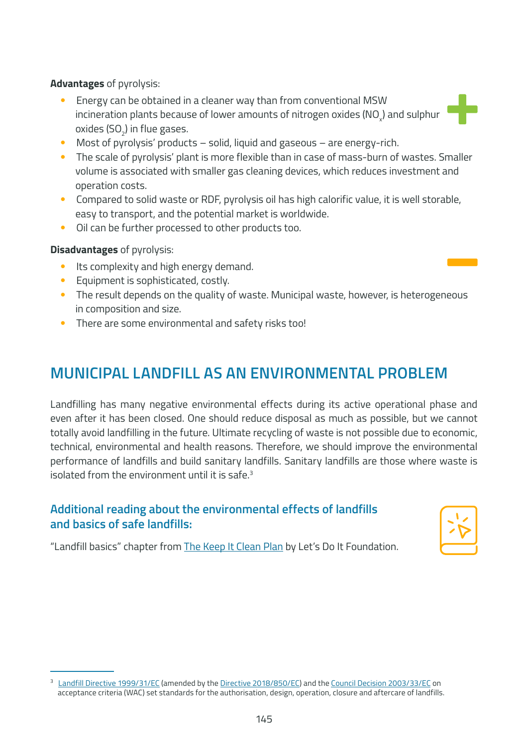**Advantages** of pyrolysis:

- Energy can be obtained in a cleaner way than from conventional MSW incineration plants because of lower amounts of nitrogen oxides ($NO_x$) and sulphur oxides ($SO_2$) in flue gases.
- Most of pyrolysis' products – solid, liquid and gaseous – are energy-rich.
- The scale of pyrolysis' plant is more flexible than in case of mass-burn of wastes. Smaller volume is associated with smaller gas cleaning devices, which reduces investment and operation costs.
- Compared to solid waste or RDF, pyrolysis oil has high calorific value, it is well storable, easy to transport, and the potential market is worldwide.
- Oil can be further processed to other products too.

**Disadvantages** of pyrolysis:

- Its complexity and high energy demand.
- Equipment is sophisticated, costly.
- The result depends on the quality of waste. Municipal waste, however, is heterogeneous in composition and size.
- There are some environmental and safety risks too!

## MUNICIPAL LANDFILL AS AN ENVIRONMENTAL PROBLEM

Landfilling has many negative environmental effects during its active operational phase and even after it has been closed. One should reduce disposal as much as possible, but we cannot totally avoid landfilling in the future. Ultimate recycling of waste is not possible due to economic, technical, environmental and health reasons. Therefore, we should improve the environmental performance of landfills and build sanitary landfills. Sanitary landfills are those where waste is isolated from the environment until it is safe.[3]

### Additional reading about the environmental effects of landfills and basics of safe landfills:

"Landfill basics" chapter from The Keep It Clean Plan by Let's Do It Foundation.

[3] Landfill Directive 1999/31/EC (amended by the Directive 2018/850/EC) and the Council Decision 2003/33/EC on acceptance criteria (WAC) set standards for the authorisation, design, operation, closure and aftercare of landfills.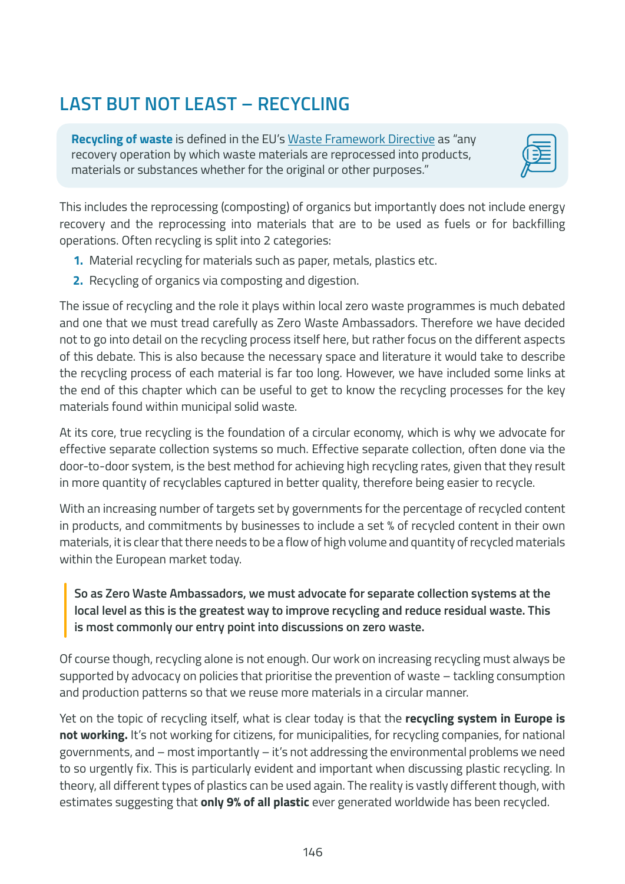## LAST BUT NOT LEAST – RECYCLING

> **Recycling of waste** is defined in the EU's Waste Framework Directive as "any recovery operation by which waste materials are reprocessed into products, materials or substances whether for the original or other purposes."

This includes the reprocessing (composting) of organics but importantly does not include energy recovery and the reprocessing into materials that are to be used as fuels or for backfilling operations. Often recycling is split into 2 categories:

1. Material recycling for materials such as paper, metals, plastics etc.
2. Recycling of organics via composting and digestion.

The issue of recycling and the role it plays within local zero waste programmes is much debated and one that we must tread carefully as Zero Waste Ambassadors. Therefore we have decided not to go into detail on the recycling process itself here, but rather focus on the different aspects of this debate. This is also because the necessary space and literature it would take to describe the recycling process of each material is far too long. However, we have included some links at the end of this chapter which can be useful to get to know the recycling processes for the key materials found within municipal solid waste.

At its core, true recycling is the foundation of a circular economy, which is why we advocate for effective separate collection systems so much. Effective separate collection, often done via the door-to-door system, is the best method for achieving high recycling rates, given that they result in more quantity of recyclables captured in better quality, therefore being easier to recycle.

With an increasing number of targets set by governments for the percentage of recycled content in products, and commitments by businesses to include a set % of recycled content in their own materials, it is clear that there needs to be a flow of high volume and quantity of recycled materials within the European market today.

> **So as Zero Waste Ambassadors, we must advocate for separate collection systems at the local level as this is the greatest way to improve recycling and reduce residual waste. This is most commonly our entry point into discussions on zero waste.**

Of course though, recycling alone is not enough. Our work on increasing recycling must always be supported by advocacy on policies that prioritise the prevention of waste – tackling consumption and production patterns so that we reuse more materials in a circular manner.

Yet on the topic of recycling itself, what is clear today is that the **recycling system in Europe is not working.** It's not working for citizens, for municipalities, for recycling companies, for national governments, and – most importantly – it's not addressing the environmental problems we need to so urgently fix. This is particularly evident and important when discussing plastic recycling. In theory, all different types of plastics can be used again. The reality is vastly different though, with estimates suggesting that **only 9% of all plastic** ever generated worldwide has been recycled.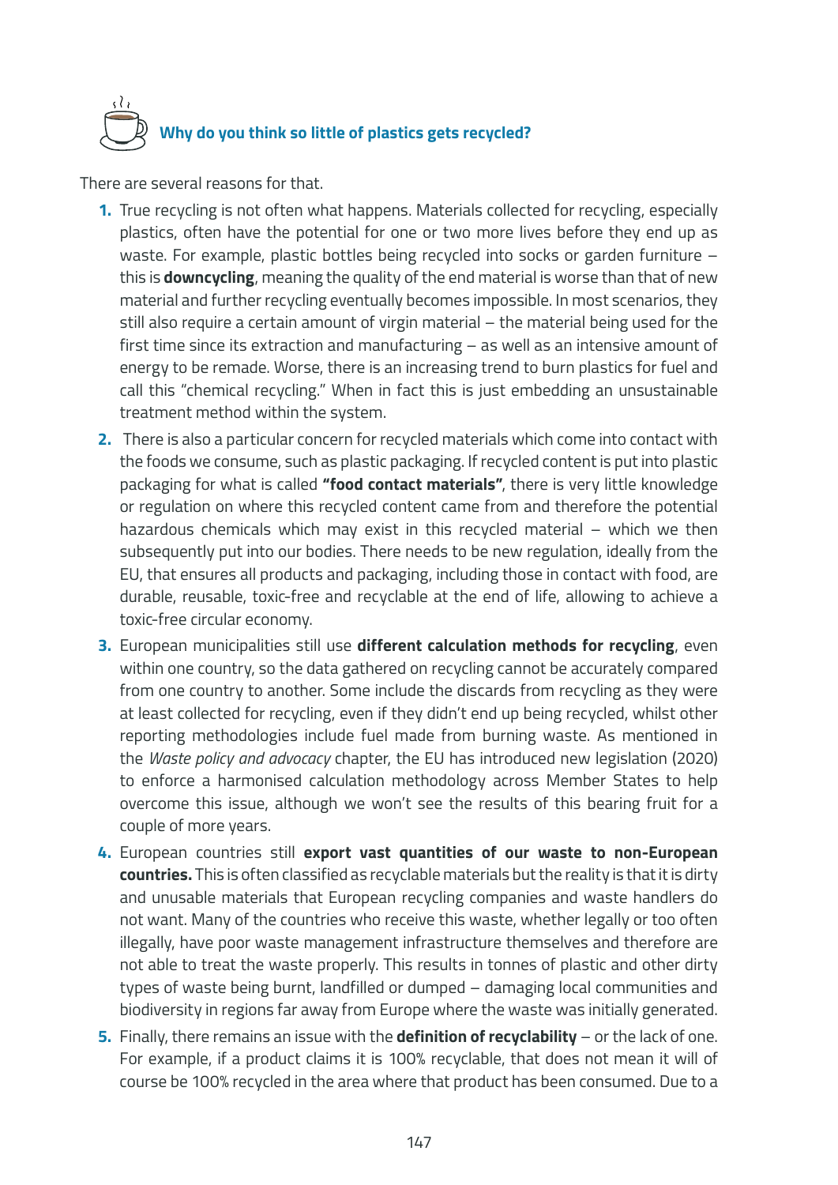### Why do you think so little of plastics gets recycled?

There are several reasons for that.

1. True recycling is not often what happens. Materials collected for recycling, especially plastics, often have the potential for one or two more lives before they end up as waste. For example, plastic bottles being recycled into socks or garden furniture – this is **downcycling**, meaning the quality of the end material is worse than that of new material and further recycling eventually becomes impossible. In most scenarios, they still also require a certain amount of virgin material – the material being used for the first time since its extraction and manufacturing – as well as an intensive amount of energy to be remade. Worse, there is an increasing trend to burn plastics for fuel and call this "chemical recycling." When in fact this is just embedding an unsustainable treatment method within the system.
2. There is also a particular concern for recycled materials which come into contact with the foods we consume, such as plastic packaging. If recycled content is put into plastic packaging for what is called **"food contact materials"**, there is very little knowledge or regulation on where this recycled content came from and therefore the potential hazardous chemicals which may exist in this recycled material – which we then subsequently put into our bodies. There needs to be new regulation, ideally from the EU, that ensures all products and packaging, including those in contact with food, are durable, reusable, toxic-free and recyclable at the end of life, allowing to achieve a toxic-free circular economy.
3. European municipalities still use **different calculation methods for recycling**, even within one country, so the data gathered on recycling cannot be accurately compared from one country to another. Some include the discards from recycling as they were at least collected for recycling, even if they didn't end up being recycled, whilst other reporting methodologies include fuel made from burning waste. As mentioned in the *Waste policy and advocacy* chapter, the EU has introduced new legislation (2020) to enforce a harmonised calculation methodology across Member States to help overcome this issue, although we won't see the results of this bearing fruit for a couple of more years.
4. European countries still **export vast quantities of our waste to non-European countries.** This is often classified as recyclable materials but the reality is that it is dirty and unusable materials that European recycling companies and waste handlers do not want. Many of the countries who receive this waste, whether legally or too often illegally, have poor waste management infrastructure themselves and therefore are not able to treat the waste properly. This results in tonnes of plastic and other dirty types of waste being burnt, landfilled or dumped – damaging local communities and biodiversity in regions far away from Europe where the waste was initially generated.
5. Finally, there remains an issue with the **definition of recyclability** – or the lack of one. For example, if a product claims it is 100% recyclable, that does not mean it will of course be 100% recycled in the area where that product has been consumed. Due to a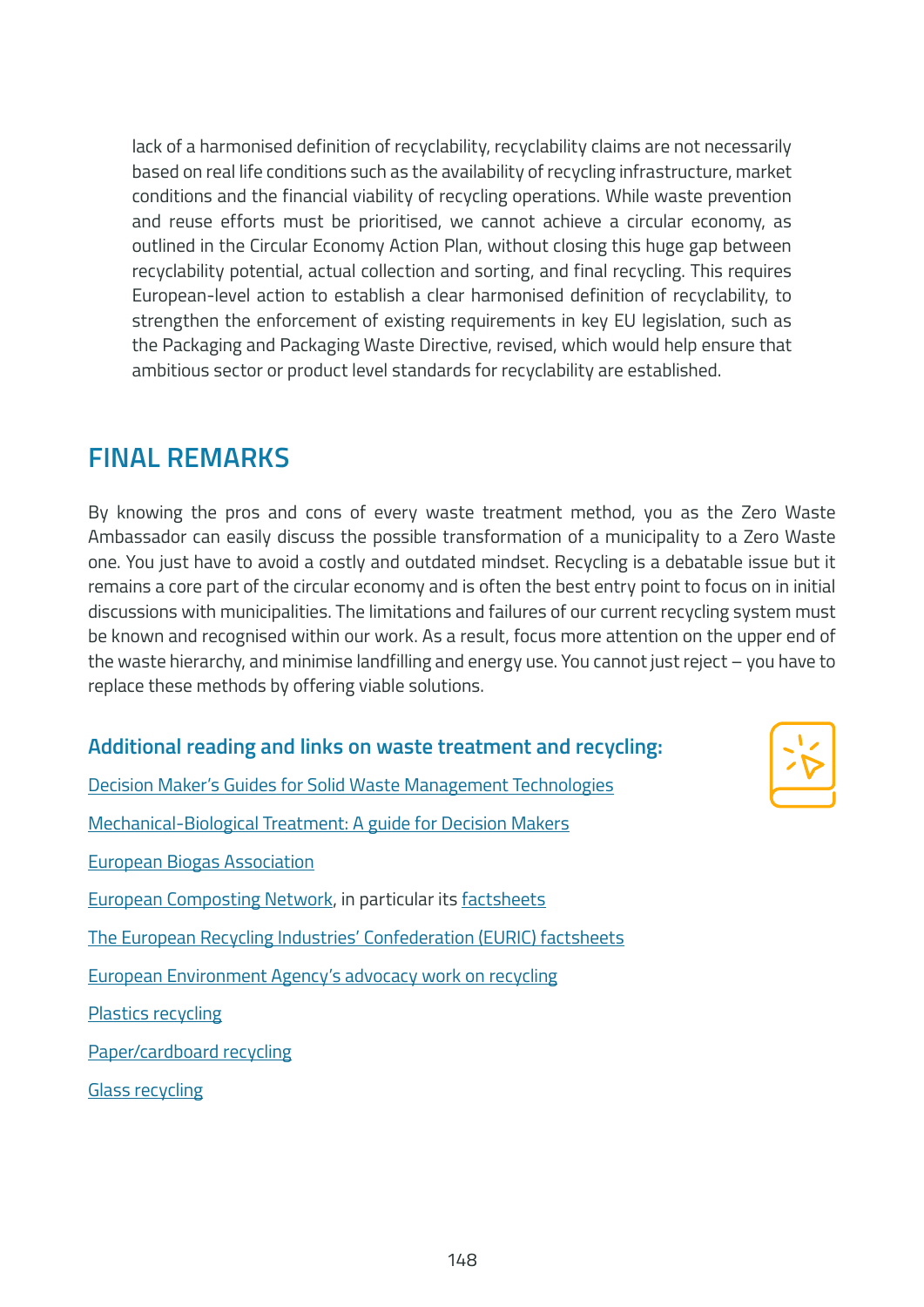lack of a harmonised definition of recyclability, recyclability claims are not necessarily based on real life conditions such as the availability of recycling infrastructure, market conditions and the financial viability of recycling operations. While waste prevention and reuse efforts must be prioritised, we cannot achieve a circular economy, as outlined in the Circular Economy Action Plan, without closing this huge gap between recyclability potential, actual collection and sorting, and final recycling. This requires European-level action to establish a clear harmonised definition of recyclability, to strengthen the enforcement of existing requirements in key EU legislation, such as the Packaging and Packaging Waste Directive, revised, which would help ensure that ambitious sector or product level standards for recyclability are established.

## FINAL REMARKS

By knowing the pros and cons of every waste treatment method, you as the Zero Waste Ambassador can easily discuss the possible transformation of a municipality to a Zero Waste one. You just have to avoid a costly and outdated mindset. Recycling is a debatable issue but it remains a core part of the circular economy and is often the best entry point to focus on in initial discussions with municipalities. The limitations and failures of our current recycling system must be known and recognised within our work. As a result, focus more attention on the upper end of the waste hierarchy, and minimise landfilling and energy use. You cannot just reject – you have to replace these methods by offering viable solutions.

### Additional reading and links on waste treatment and recycling:

Decision Maker's Guides for Solid Waste Management Technologies

Mechanical-Biological Treatment: A guide for Decision Makers

European Biogas Association

European Composting Network, in particular its factsheets

The European Recycling Industries' Confederation (EURIC) factsheets

European Environment Agency's advocacy work on recycling

Plastics recycling

Paper/cardboard recycling

Glass recycling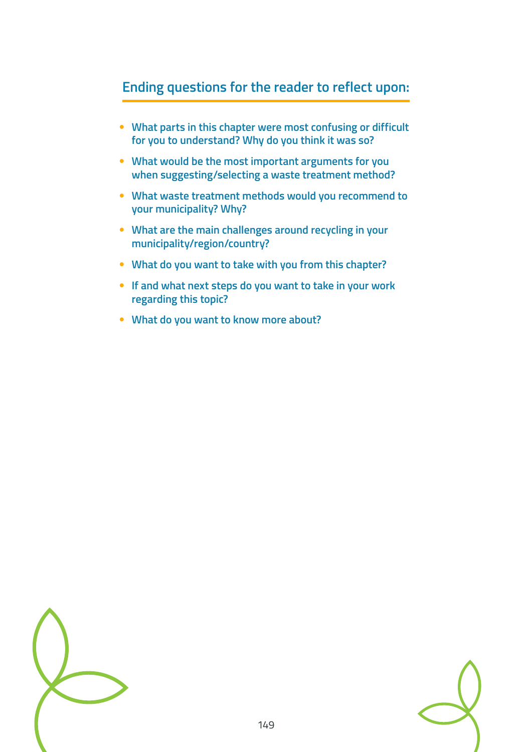## Ending questions for the reader to reflect upon:

- What parts in this chapter were most confusing or difficult for you to understand? Why do you think it was so?
- What would be the most important arguments for you when suggesting/selecting a waste treatment method?
- What waste treatment methods would you recommend to your municipality? Why?
- What are the main challenges around recycling in your municipality/region/country?
- What do you want to take with you from this chapter?
- If and what next steps do you want to take in your work regarding this topic?
- What do you want to know more about?